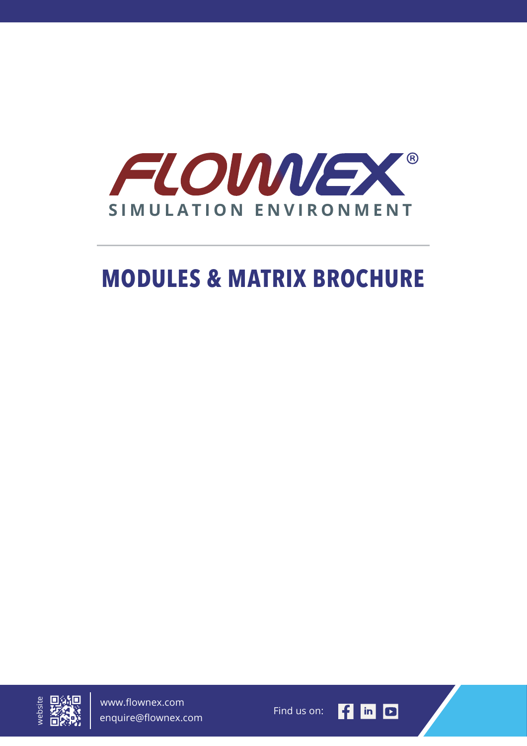# FLOWNEX®

SIMULATION ENVIRONMENT

# MODULES & MATRIX BROCHURE

website

www.flownex.com
enquire@flownex.com

Find us on: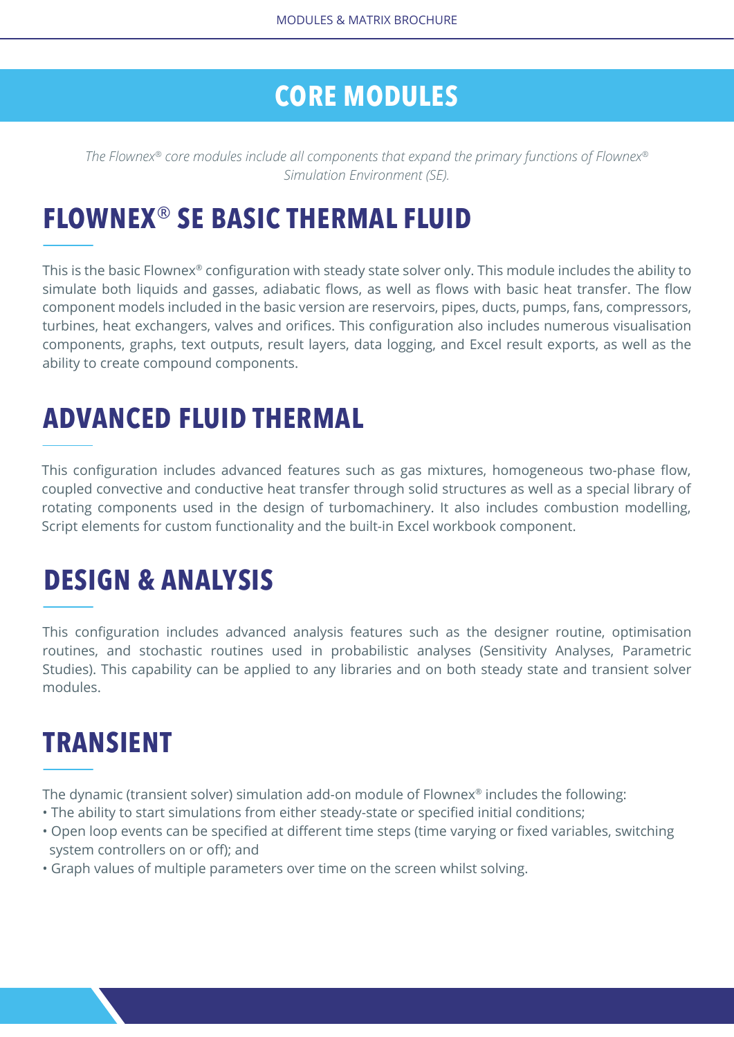# CORE MODULES

*The Flownex® core modules include all components that expand the primary functions of Flownex® Simulation Environment (SE).*

## FLOWNEX® SE BASIC THERMAL FLUID

This is the basic Flownex® configuration with steady state solver only. This module includes the ability to simulate both liquids and gasses, adiabatic flows, as well as flows with basic heat transfer. The flow component models included in the basic version are reservoirs, pipes, ducts, pumps, fans, compressors, turbines, heat exchangers, valves and orifices. This configuration also includes numerous visualisation components, graphs, text outputs, result layers, data logging, and Excel result exports, as well as the ability to create compound components.

## ADVANCED FLUID THERMAL

This configuration includes advanced features such as gas mixtures, homogeneous two-phase flow, coupled convective and conductive heat transfer through solid structures as well as a special library of rotating components used in the design of turbomachinery. It also includes combustion modelling, Script elements for custom functionality and the built-in Excel workbook component.

## DESIGN & ANALYSIS

This configuration includes advanced analysis features such as the designer routine, optimisation routines, and stochastic routines used in probabilistic analyses (Sensitivity Analyses, Parametric Studies). This capability can be applied to any libraries and on both steady state and transient solver modules.

## TRANSIENT

The dynamic (transient solver) simulation add-on module of Flownex® includes the following:

- The ability to start simulations from either steady-state or specified initial conditions;
- Open loop events can be specified at different time steps (time varying or fixed variables, switching system controllers on or off); and
- Graph values of multiple parameters over time on the screen whilst solving.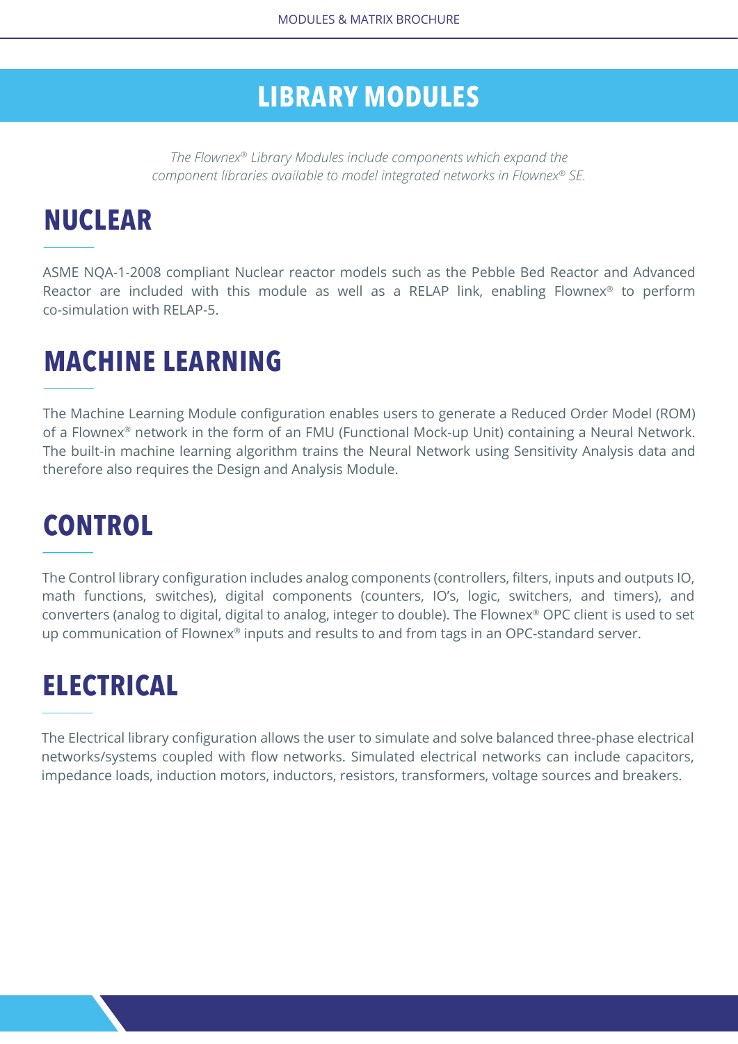# LIBRARY MODULES

*The Flownex® Library Modules include components which expand the component libraries available to model integrated networks in Flownex® SE.*

## NUCLEAR

ASME NQA-1-2008 compliant Nuclear reactor models such as the Pebble Bed Reactor and Advanced Reactor are included with this module as well as a RELAP link, enabling Flownex® to perform co-simulation with RELAP-5.

## MACHINE LEARNING

The Machine Learning Module configuration enables users to generate a Reduced Order Model (ROM) of a Flownex® network in the form of an FMU (Functional Mock-up Unit) containing a Neural Network. The built-in machine learning algorithm trains the Neural Network using Sensitivity Analysis data and therefore also requires the Design and Analysis Module.

## CONTROL

The Control library configuration includes analog components (controllers, filters, inputs and outputs IO, math functions, switches), digital components (counters, IO's, logic, switchers, and timers), and converters (analog to digital, digital to analog, integer to double). The Flownex® OPC client is used to set up communication of Flownex® inputs and results to and from tags in an OPC-standard server.

## ELECTRICAL

The Electrical library configuration allows the user to simulate and solve balanced three-phase electrical networks/systems coupled with flow networks. Simulated electrical networks can include capacitors, impedance loads, induction motors, inductors, resistors, transformers, voltage sources and breakers.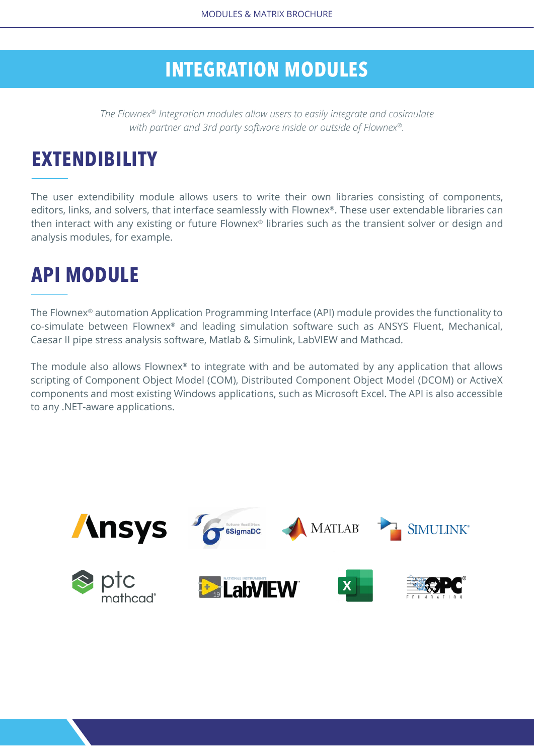# INTEGRATION MODULES

*The Flownex® Integration modules allow users to easily integrate and cosimulate with partner and 3rd party software inside or outside of Flownex®.*

## EXTENDIBILITY

The user extendibility module allows users to write their own libraries consisting of components, editors, links, and solvers, that interface seamlessly with Flownex®. These user extendable libraries can then interact with any existing or future Flownex® libraries such as the transient solver or design and analysis modules, for example.

## API MODULE

The Flownex® automation Application Programming Interface (API) module provides the functionality to co-simulate between Flownex® and leading simulation software such as ANSYS Fluent, Mechanical, Caesar II pipe stress analysis software, Matlab & Simulink, LabVIEW and Mathcad.

The module also allows Flownex® to integrate with and be automated by any application that allows scripting of Component Object Model (COM), Distributed Component Object Model (DCOM) or ActiveX components and most existing Windows applications, such as Microsoft Excel. The API is also accessible to any .NET-aware applications.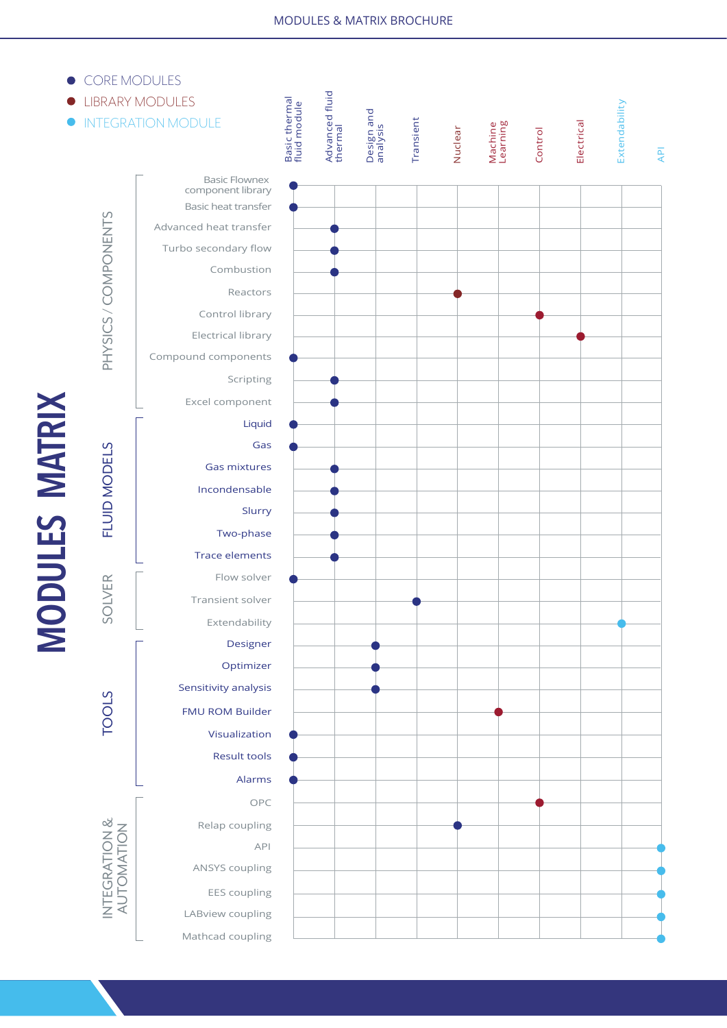# MODULES MATRIX

- CORE MODULES
- LIBRARY MODULES
- INTEGRATION MODULE

| | | Basic thermal fluid module | Advanced fluid thermal | Design and analysis | Transient | Nuclear | Machine Learning | Control | Electrical | Extendability | API |
|---|---|---|---|---|---|---|---|---|---|---|---|
| PHYSICS / COMPONENTS | Basic Flownex component library | ● | | | | | | | | | |
| | Basic heat transfer | ● | | | | | | | | | |
| | Advanced heat transfer | | ● | | | | | | | | |
| | Turbo secondary flow | | ● | | | | | | | | |
| | Combustion | | ● | | | | | | | | |
| | Reactors | | | | | ● | | | | | |
| | Control library | | | | | | | ● | | | |
| | Electrical library | | | | | | | | ● | | |
| | Compound components | ● | | | | | | | | | |
| | Scripting | | ● | | | | | | | | |
| | Excel component | | ● | | | | | | | | |
| FLUID MODELS | Liquid | ● | | | | | | | | | |
| | Gas | ● | | | | | | | | | |
| | Gas mixtures | | ● | | | | | | | | |
| | Incondensable | | ● | | | | | | | | |
| | Slurry | | ● | | | | | | | | |
| | Two-phase | | ● | | | | | | | | |
| | Trace elements | | ● | | | | | | | | |
| SOLVER | Flow solver | ● | | | | | | | | | |
| | Transient solver | | | | ● | | | | | | |
| | Extendability | | | | | | | | | ● | |
| TOOLS | Designer | | | ● | | | | | | | |
| | Optimizer | | | ● | | | | | | | |
| | Sensitivity analysis | | | ● | | | | | | | |
| | FMU ROM Builder | | | | | | ● | | | | |
| | Visualization | ● | | | | | | | | | |
| | Result tools | ● | | | | | | | | | |
| | Alarms | ● | | | | | | | | | |
| INTEGRATION & AUTOMATION | OPC | | | | | | | ● | | | |
| | Relap coupling | | | | | ● | | | | | |
| | API | | | | | | | | | | ● |
| | ANSYS coupling | | | | | | | | | | ● |
| | EES coupling | | | | | | | | | | ● |
| | LABview coupling | | | | | | | | | | ● |
| | Mathcad coupling | | | | | | | | | | ● |